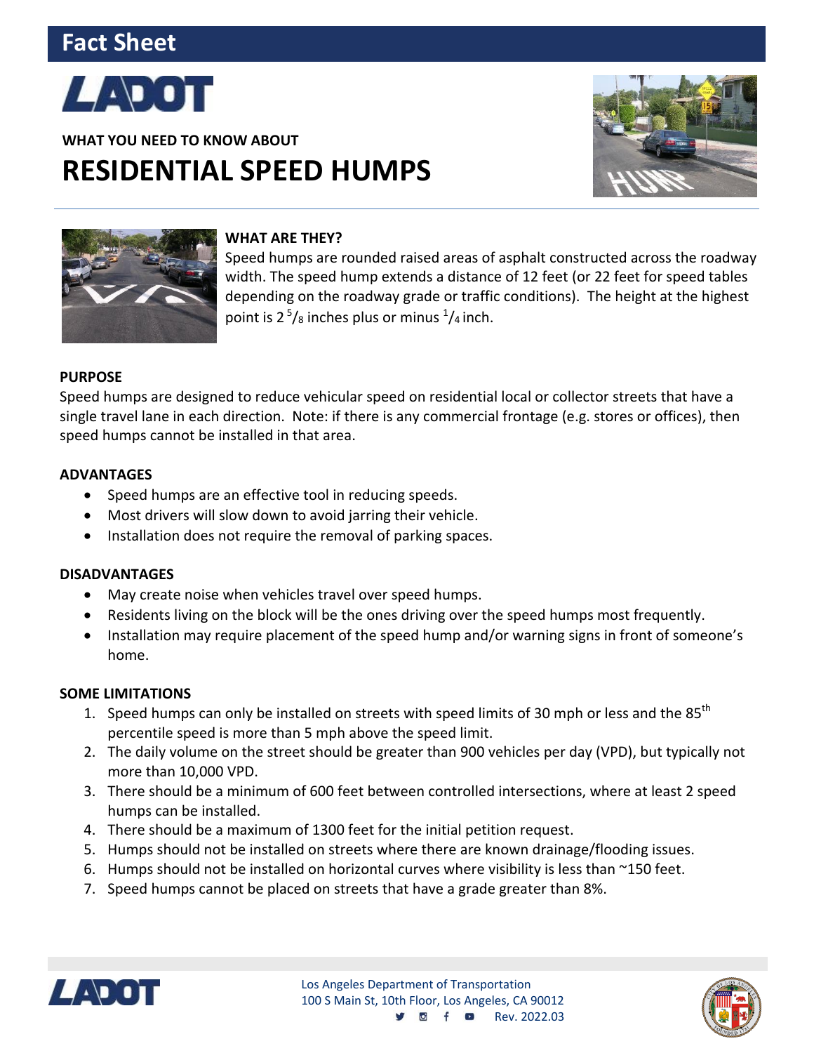# Fact Sheet

LADOT

**WHAT YOU NEED TO KNOW ABOUT**

# RESIDENTIAL SPEED HUMPS

### WHAT ARE THEY?

Speed humps are rounded raised areas of asphalt constructed across the roadway width. The speed hump extends a distance of 12 feet (or 22 feet for speed tables depending on the roadway grade or traffic conditions). The height at the highest point is 2 $^{5}/_{8}$ inches plus or minus $^{1}/_{4}$ inch.

### PURPOSE

Speed humps are designed to reduce vehicular speed on residential local or collector streets that have a single travel lane in each direction. Note: if there is any commercial frontage (e.g. stores or offices), then speed humps cannot be installed in that area.

### ADVANTAGES

- Speed humps are an effective tool in reducing speeds.
- Most drivers will slow down to avoid jarring their vehicle.
- Installation does not require the removal of parking spaces.

### DISADVANTAGES

- May create noise when vehicles travel over speed humps.
- Residents living on the block will be the ones driving over the speed humps most frequently.
- Installation may require placement of the speed hump and/or warning signs in front of someone's home.

### SOME LIMITATIONS

1. Speed humps can only be installed on streets with speed limits of 30 mph or less and the 85$^{th}$ percentile speed is more than 5 mph above the speed limit.
2. The daily volume on the street should be greater than 900 vehicles per day (VPD), but typically not more than 10,000 VPD.
3. There should be a minimum of 600 feet between controlled intersections, where at least 2 speed humps can be installed.
4. There should be a maximum of 1300 feet for the initial petition request.
5. Humps should not be installed on streets where there are known drainage/flooding issues.
6. Humps should not be installed on horizontal curves where visibility is less than ~150 feet.
7. Speed humps cannot be placed on streets that have a grade greater than 8%.

Los Angeles Department of Transportation
100 S Main St, 10th Floor, Los Angeles, CA 90012
Rev. 2022.03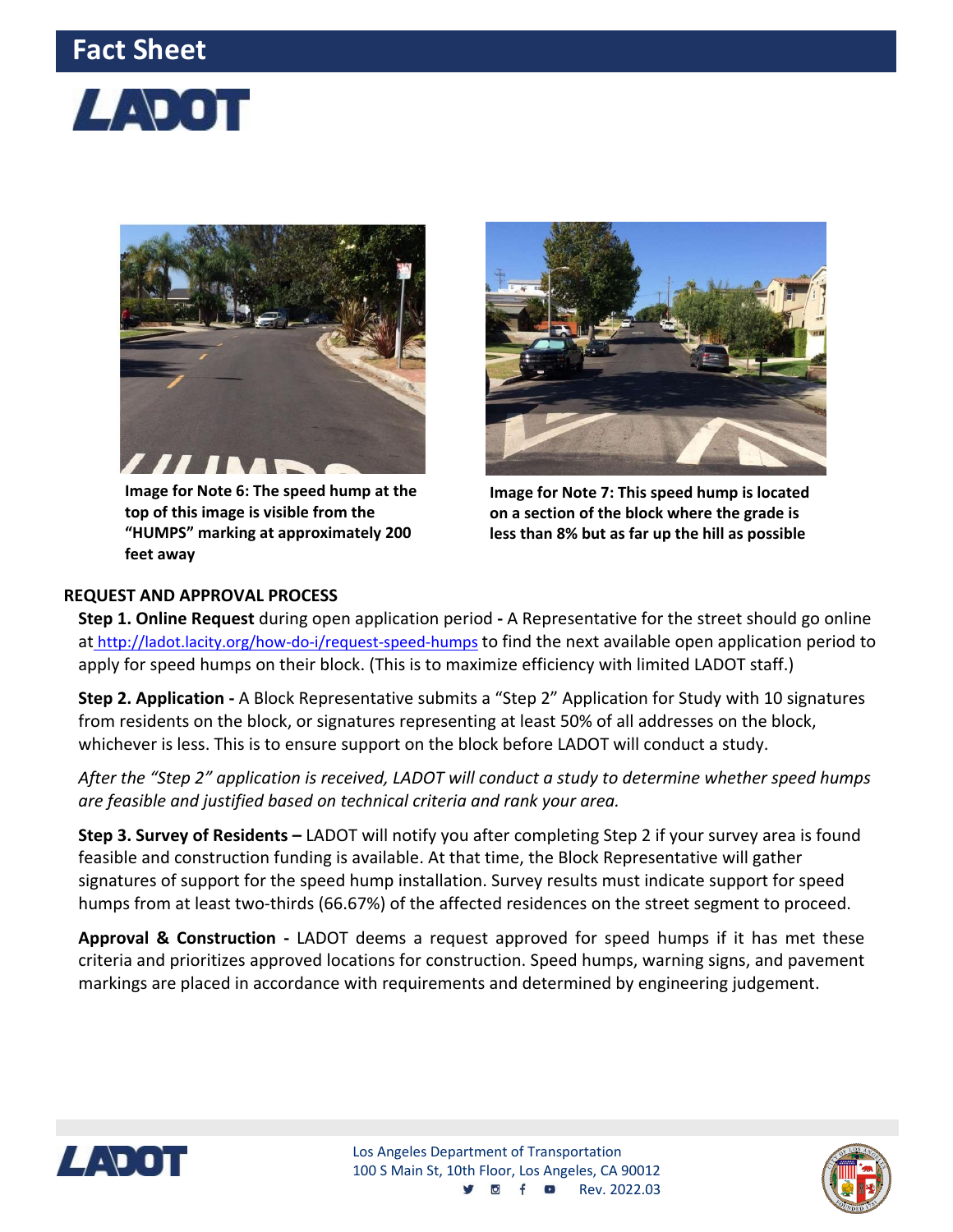Image for Note 6: The speed hump at the top of this image is visible from the "HUMPS" marking at approximately 200 feet away

Image for Note 7: This speed hump is located on a section of the block where the grade is less than 8% but as far up the hill as possible

## REQUEST AND APPROVAL PROCESS

**Step 1. Online Request** during open application period **-** A Representative for the street should go online at http://ladot.lacity.org/how-do-i/request-speed-humps to find the next available open application period to apply for speed humps on their block. (This is to maximize efficiency with limited LADOT staff.)

**Step 2. Application -** A Block Representative submits a "Step 2" Application for Study with 10 signatures from residents on the block, or signatures representing at least 50% of all addresses on the block, whichever is less. This is to ensure support on the block before LADOT will conduct a study.

*After the "Step 2" application is received, LADOT will conduct a study to determine whether speed humps are feasible and justified based on technical criteria and rank your area.*

**Step 3. Survey of Residents –** LADOT will notify you after completing Step 2 if your survey area is found feasible and construction funding is available. At that time, the Block Representative will gather signatures of support for the speed hump installation. Survey results must indicate support for speed humps from at least two-thirds (66.67%) of the affected residences on the street segment to proceed.

**Approval & Construction -** LADOT deems a request approved for speed humps if it has met these criteria and prioritizes approved locations for construction. Speed humps, warning signs, and pavement markings are placed in accordance with requirements and determined by engineering judgement.